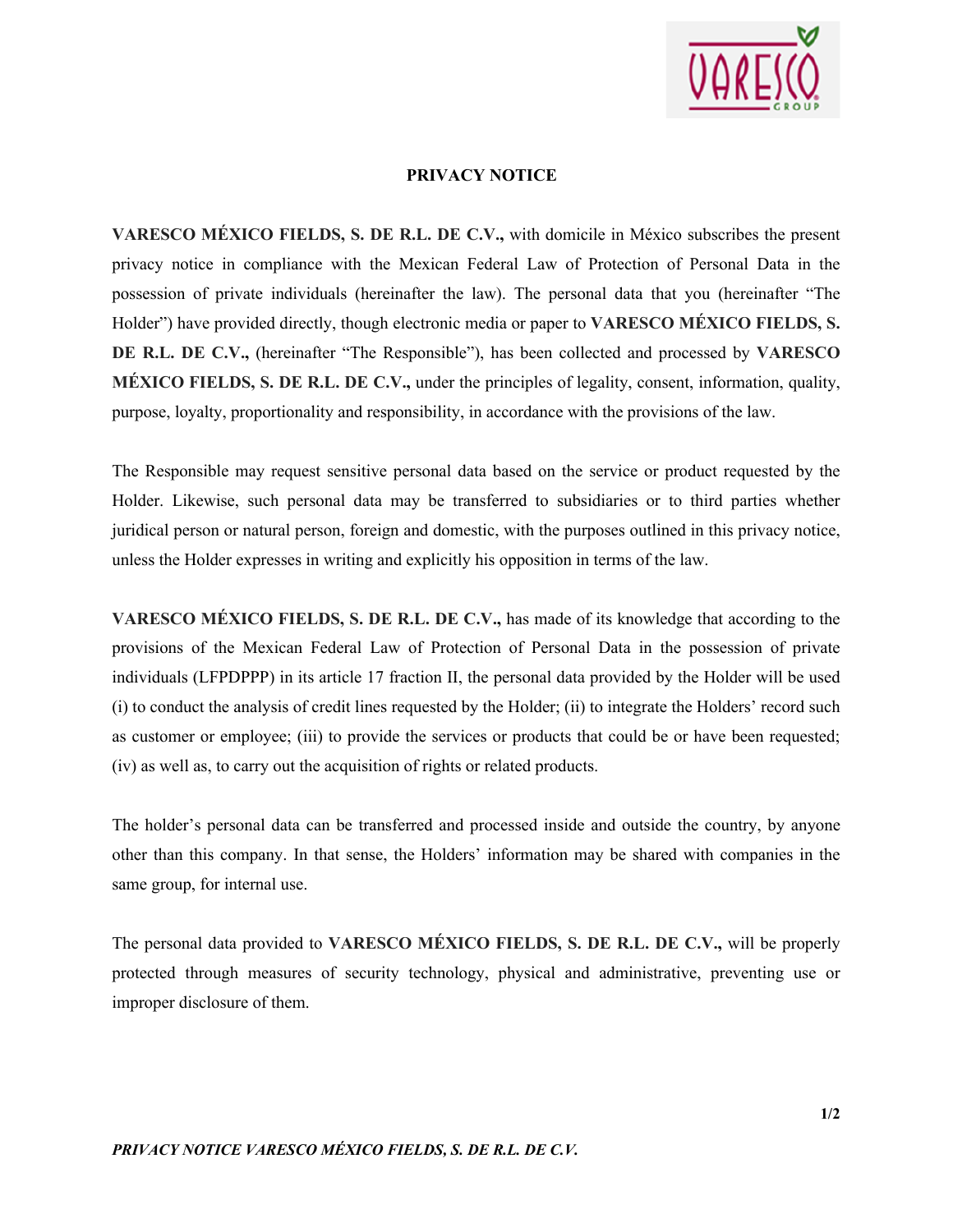# PRIVACY NOTICE

**VARESCO MÉXICO FIELDS, S. DE R.L. DE C.V.,** with domicile in México subscribes the present privacy notice in compliance with the Mexican Federal Law of Protection of Personal Data in the possession of private individuals (hereinafter the law). The personal data that you (hereinafter "The Holder") have provided directly, though electronic media or paper to **VARESCO MÉXICO FIELDS, S. DE R.L. DE C.V.,** (hereinafter "The Responsible"), has been collected and processed by **VARESCO MÉXICO FIELDS, S. DE R.L. DE C.V.,** under the principles of legality, consent, information, quality, purpose, loyalty, proportionality and responsibility, in accordance with the provisions of the law.

The Responsible may request sensitive personal data based on the service or product requested by the Holder. Likewise, such personal data may be transferred to subsidiaries or to third parties whether juridical person or natural person, foreign and domestic, with the purposes outlined in this privacy notice, unless the Holder expresses in writing and explicitly his opposition in terms of the law.

**VARESCO MÉXICO FIELDS, S. DE R.L. DE C.V.,** has made of its knowledge that according to the provisions of the Mexican Federal Law of Protection of Personal Data in the possession of private individuals (LFPDPPP) in its article 17 fraction II, the personal data provided by the Holder will be used (i) to conduct the analysis of credit lines requested by the Holder; (ii) to integrate the Holders' record such as customer or employee; (iii) to provide the services or products that could be or have been requested; (iv) as well as, to carry out the acquisition of rights or related products.

The holder's personal data can be transferred and processed inside and outside the country, by anyone other than this company. In that sense, the Holders' information may be shared with companies in the same group, for internal use.

The personal data provided to **VARESCO MÉXICO FIELDS, S. DE R.L. DE C.V.,** will be properly protected through measures of security technology, physical and administrative, preventing use or improper disclosure of them.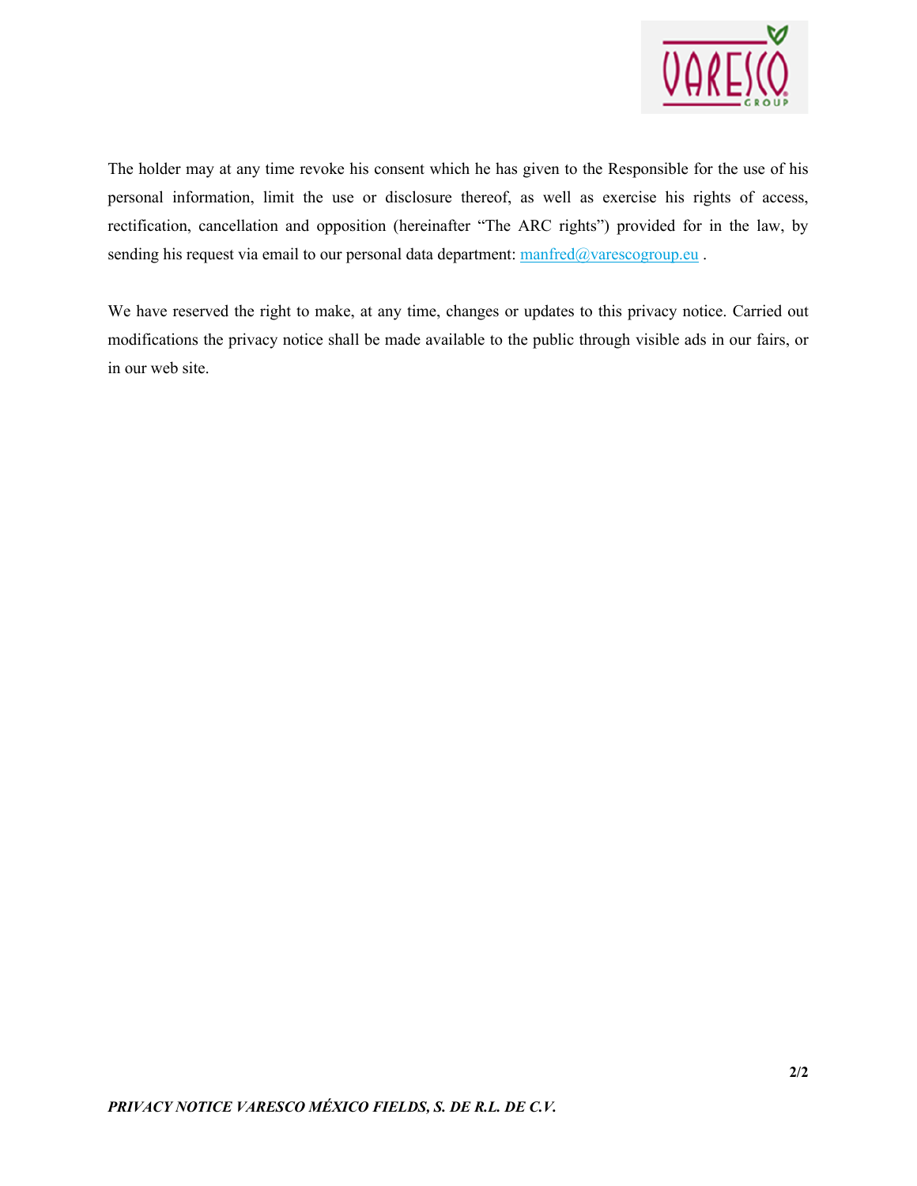The holder may at any time revoke his consent which he has given to the Responsible for the use of his personal information, limit the use or disclosure thereof, as well as exercise his rights of access, rectification, cancellation and opposition (hereinafter "The ARC rights") provided for in the law, by sending his request via email to our personal data department: manfred@varescogroup.eu .

We have reserved the right to make, at any time, changes or updates to this privacy notice. Carried out modifications the privacy notice shall be made available to the public through visible ads in our fairs, or in our web site.